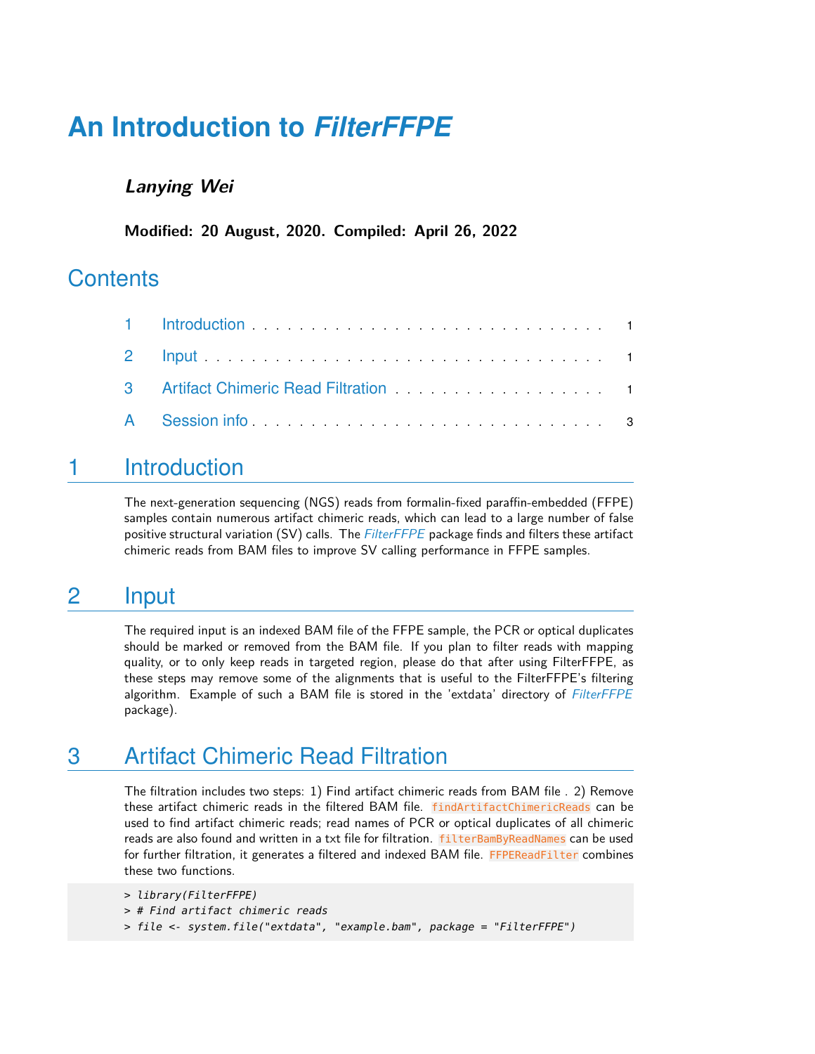# An Introduction to *FilterFFPE*

***Lanying Wei***

**Modified: 20 August, 2020. Compiled: April 26, 2022**

## Contents

1 Introduction . . . . . . . . . . . . . . . . . . . . . . . . . . . . . 1

2 Input . . . . . . . . . . . . . . . . . . . . . . . . . . . . . . . . 1

3 Artifact Chimeric Read Filtration . . . . . . . . . . . . . . . . . . 1

A Session info . . . . . . . . . . . . . . . . . . . . . . . . . . . . . 3

## 1 Introduction

The next-generation sequencing (NGS) reads from formalin-fixed paraffin-embedded (FFPE) samples contain numerous artifact chimeric reads, which can lead to a large number of false positive structural variation (SV) calls. The *FilterFFPE* package finds and filters these artifact chimeric reads from BAM files to improve SV calling performance in FFPE samples.

## 2 Input

The required input is an indexed BAM file of the FFPE sample, the PCR or optical duplicates should be marked or removed from the BAM file. If you plan to filter reads with mapping quality, or to only keep reads in targeted region, please do that after using FilterFFPE, as these steps may remove some of the alignments that is useful to the FilterFFPE's filtering algorithm. Example of such a BAM file is stored in the 'extdata' directory of *FilterFFPE* package).

## 3 Artifact Chimeric Read Filtration

The filtration includes two steps: 1) Find artifact chimeric reads from BAM file . 2) Remove these artifact chimeric reads in the filtered BAM file. `findArtifactChimericReads` can be used to find artifact chimeric reads; read names of PCR or optical duplicates of all chimeric reads are also found and written in a txt file for filtration. `filterBamByReadNames` can be used for further filtration, it generates a filtered and indexed BAM file. `FFPEReadFilter` combines these two functions.

```
> library(FilterFFPE)
> # Find artifact chimeric reads
> file <- system.file("extdata", "example.bam", package = "FilterFFPE")
```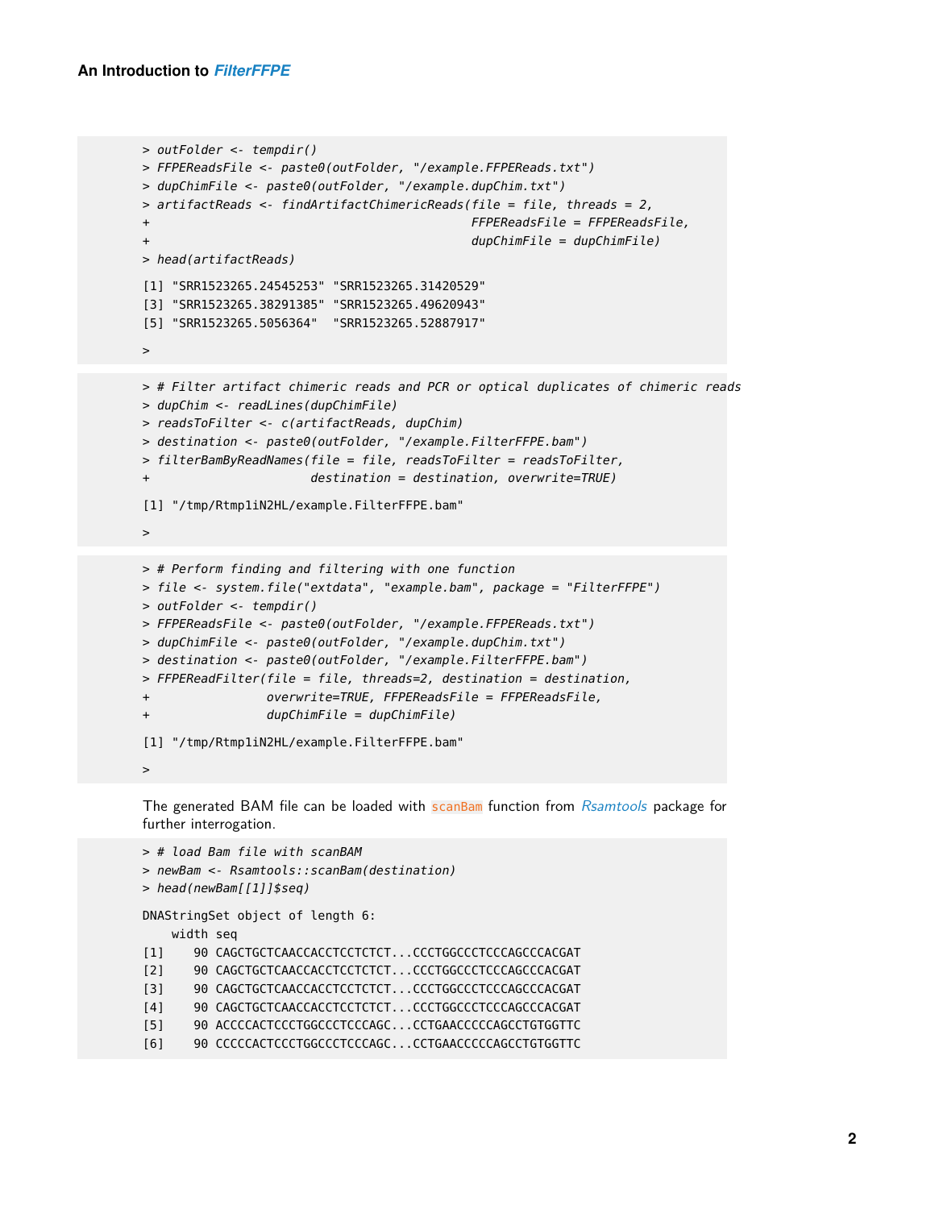```
> outFolder <- tempdir()
> FFPEReadsFile <- paste0(outFolder, "/example.FFPEReads.txt")
> dupChimFile <- paste0(outFolder, "/example.dupChim.txt")
> artifactReads <- findArtifactChimericReads(file = file, threads = 2,
+                                            FFPEReadsFile = FFPEReadsFile,
+                                            dupChimFile = dupChimFile)
> head(artifactReads)

[1] "SRR1523265.24545253" "SRR1523265.31420529"
[3] "SRR1523265.38291385" "SRR1523265.49620943"
[5] "SRR1523265.5056364"  "SRR1523265.52887917"

>
```

```
> # Filter artifact chimeric reads and PCR or optical duplicates of chimeric reads
> dupChim <- readLines(dupChimFile)
> readsToFilter <- c(artifactReads, dupChim)
> destination <- paste0(outFolder, "/example.FilterFFPE.bam")
> filterBamByReadNames(file = file, readsToFilter = readsToFilter,
+                      destination = destination, overwrite=TRUE)

[1] "/tmp/Rtmp1iN2HL/example.FilterFFPE.bam"

>
```

```
> # Perform finding and filtering with one function
> file <- system.file("extdata", "example.bam", package = "FilterFFPE")
> outFolder <- tempdir()
> FFPEReadsFile <- paste0(outFolder, "/example.FFPEReads.txt")
> dupChimFile <- paste0(outFolder, "/example.dupChim.txt")
> destination <- paste0(outFolder, "/example.FilterFFPE.bam")
> FFPEReadFilter(file = file, threads=2, destination = destination,
+               overwrite=TRUE, FFPEReadsFile = FFPEReadsFile,
+               dupChimFile = dupChimFile)

[1] "/tmp/Rtmp1iN2HL/example.FilterFFPE.bam"

>
```

The generated BAM file can be loaded with `scanBam` function from *Rsamtools* package for further interrogation.

```
> # load Bam file with scanBAM
> newBam <- Rsamtools::scanBam(destination)
> head(newBam[[1]]$seq)

DNAStringSet object of length 6:
    width seq
[1]    90 CAGCTGCTCAACCACCTCCTCTCT...CCCTGGCCCTCCCAGCCCACGAT
[2]    90 CAGCTGCTCAACCACCTCCTCTCT...CCCTGGCCCTCCCAGCCCACGAT
[3]    90 CAGCTGCTCAACCACCTCCTCTCT...CCCTGGCCCTCCCAGCCCACGAT
[4]    90 CAGCTGCTCAACCACCTCCTCTCT...CCCTGGCCCTCCCAGCCCACGAT
[5]    90 ACCCCACTCCCTGGCCCTCCCAGC...CCTGAACCCCCAGCCTGTGGTTC
[6]    90 CCCCCACTCCCTGGCCCTCCCAGC...CCTGAACCCCCAGCCTGTGGTTC
```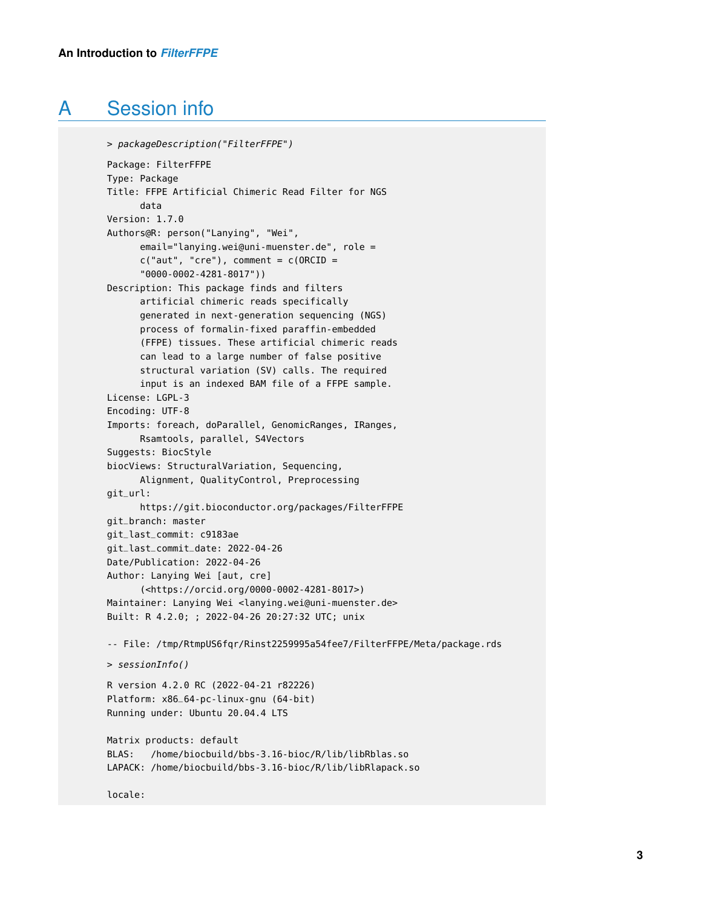# A Session info

```
> packageDescription("FilterFFPE")

Package: FilterFFPE
Type: Package
Title: FFPE Artificial Chimeric Read Filter for NGS
      data
Version: 1.7.0
Authors@R: person("Lanying", "Wei",
      email="lanying.wei@uni-muenster.de", role =
      c("aut", "cre"), comment = c(ORCID =
      "0000-0002-4281-8017"))
Description: This package finds and filters
      artificial chimeric reads specifically
      generated in next-generation sequencing (NGS)
      process of formalin-fixed paraffin-embedded
      (FFPE) tissues. These artificial chimeric reads
      can lead to a large number of false positive
      structural variation (SV) calls. The required
      input is an indexed BAM file of a FFPE sample.
License: LGPL-3
Encoding: UTF-8
Imports: foreach, doParallel, GenomicRanges, IRanges,
      Rsamtools, parallel, S4Vectors
Suggests: BiocStyle
biocViews: StructuralVariation, Sequencing,
      Alignment, QualityControl, Preprocessing
git_url:
      https://git.bioconductor.org/packages/FilterFFPE
git_branch: master
git_last_commit: c9183ae
git_last_commit_date: 2022-04-26
Date/Publication: 2022-04-26
Author: Lanying Wei [aut, cre]
      (<https://orcid.org/0000-0002-4281-8017>)
Maintainer: Lanying Wei <lanying.wei@uni-muenster.de>
Built: R 4.2.0; ; 2022-04-26 20:27:32 UTC; unix

-- File: /tmp/RtmpUS6fqr/Rinst2259995a54fee7/FilterFFPE/Meta/package.rds

> sessionInfo()

R version 4.2.0 RC (2022-04-21 r82226)
Platform: x86_64-pc-linux-gnu (64-bit)
Running under: Ubuntu 20.04.4 LTS

Matrix products: default
BLAS:   /home/biocbuild/bbs-3.16-bioc/R/lib/libRblas.so
LAPACK: /home/biocbuild/bbs-3.16-bioc/R/lib/libRlapack.so

locale:
```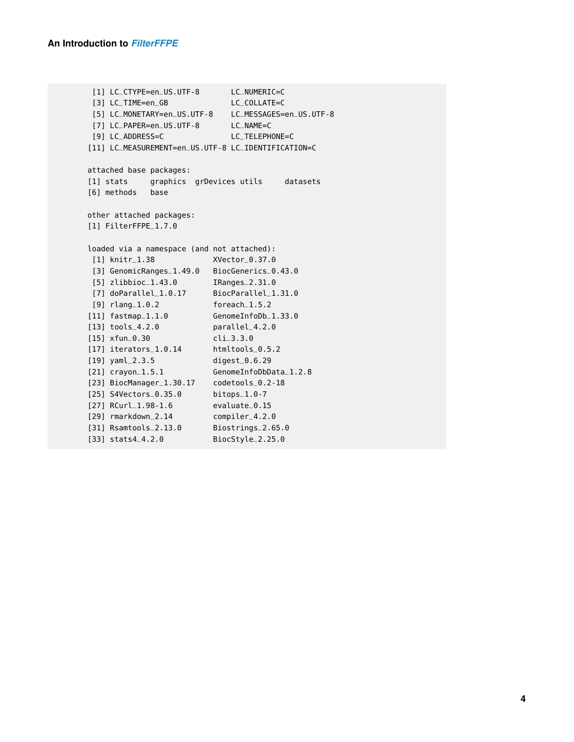```
 [1] LC_CTYPE=en_US.UTF-8       LC_NUMERIC=C              
 [3] LC_TIME=en_GB              LC_COLLATE=C              
 [5] LC_MONETARY=en_US.UTF-8    LC_MESSAGES=en_US.UTF-8   
 [7] LC_PAPER=en_US.UTF-8       LC_NAME=C                 
 [9] LC_ADDRESS=C               LC_TELEPHONE=C            
[11] LC_MEASUREMENT=en_US.UTF-8 LC_IDENTIFICATION=C       

attached base packages:
[1] stats     graphics  grDevices utils     datasets 
[6] methods   base     

other attached packages:
[1] FilterFFPE_1.7.0

loaded via a namespace (and not attached):
 [1] knitr_1.38             XVector_0.37.0        
 [3] GenomicRanges_1.49.0   BiocGenerics_0.43.0   
 [5] zlibbioc_1.43.0        IRanges_2.31.0        
 [7] doParallel_1.0.17      BiocParallel_1.31.0   
 [9] rlang_1.0.2            foreach_1.5.2         
[11] fastmap_1.1.0          GenomeInfoDb_1.33.0   
[13] tools_4.2.0            parallel_4.2.0        
[15] xfun_0.30              cli_3.3.0             
[17] iterators_1.0.14       htmltools_0.5.2       
[19] yaml_2.3.5             digest_0.6.29         
[21] crayon_1.5.1           GenomeInfoDbData_1.2.8
[23] BiocManager_1.30.17    codetools_0.2-18      
[25] S4Vectors_0.35.0       bitops_1.0-7          
[27] RCurl_1.98-1.6         evaluate_0.15         
[29] rmarkdown_2.14         compiler_4.2.0        
[31] Rsamtools_2.13.0       Biostrings_2.65.0     
[33] stats4_4.2.0           BiocStyle_2.25.0      
```